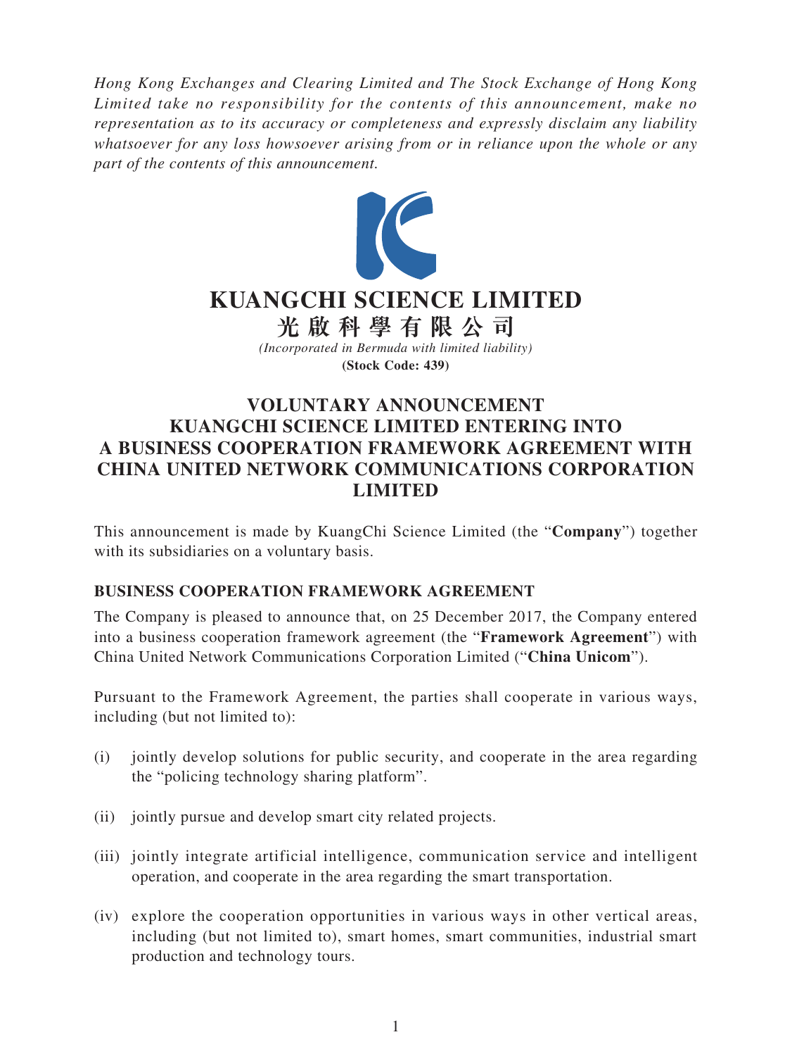*Hong Kong Exchanges and Clearing Limited and The Stock Exchange of Hong Kong Limited take no responsibility for the contents of this announcement, make no representation as to its accuracy or completeness and expressly disclaim any liability whatsoever for any loss howsoever arising from or in reliance upon the whole or any part of the contents of this announcement.*

# KUANGCHI SCIENCE LIMITED

# 光啟科學有限公司

*(Incorporated in Bermuda with limited liability)*

**(Stock Code: 439)**

## VOLUNTARY ANNOUNCEMENT KUANGCHI SCIENCE LIMITED ENTERING INTO A BUSINESS COOPERATION FRAMEWORK AGREEMENT WITH CHINA UNITED NETWORK COMMUNICATIONS CORPORATION LIMITED

This announcement is made by KuangChi Science Limited (the "**Company**") together with its subsidiaries on a voluntary basis.

### BUSINESS COOPERATION FRAMEWORK AGREEMENT

The Company is pleased to announce that, on 25 December 2017, the Company entered into a business cooperation framework agreement (the "**Framework Agreement**") with China United Network Communications Corporation Limited ("**China Unicom**").

Pursuant to the Framework Agreement, the parties shall cooperate in various ways, including (but not limited to):

(i) jointly develop solutions for public security, and cooperate in the area regarding the "policing technology sharing platform".

(ii) jointly pursue and develop smart city related projects.

(iii) jointly integrate artificial intelligence, communication service and intelligent operation, and cooperate in the area regarding the smart transportation.

(iv) explore the cooperation opportunities in various ways in other vertical areas, including (but not limited to), smart homes, smart communities, industrial smart production and technology tours.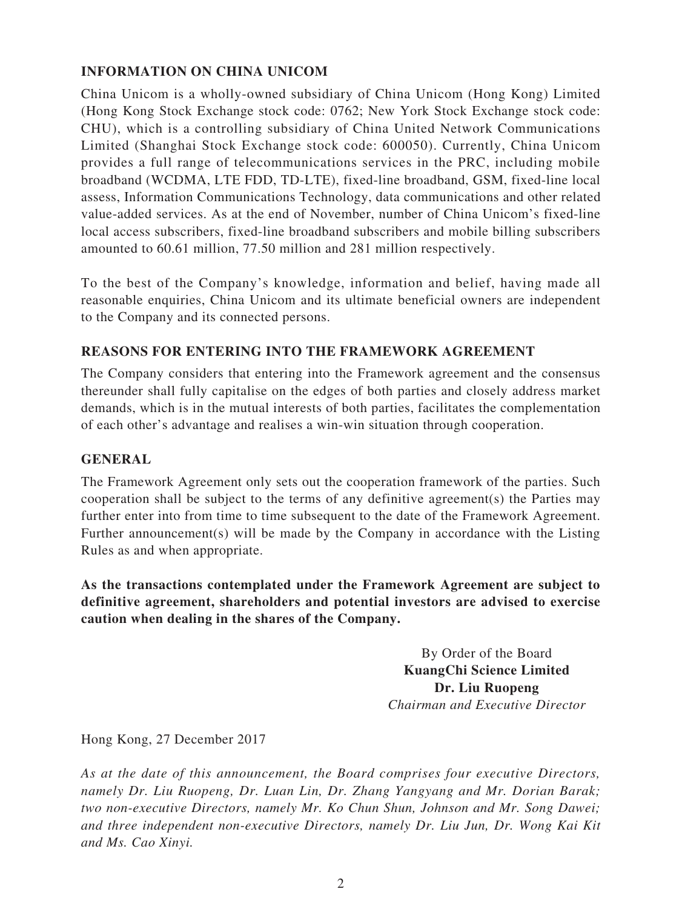## INFORMATION ON CHINA UNICOM

China Unicom is a wholly-owned subsidiary of China Unicom (Hong Kong) Limited (Hong Kong Stock Exchange stock code: 0762; New York Stock Exchange stock code: CHU), which is a controlling subsidiary of China United Network Communications Limited (Shanghai Stock Exchange stock code: 600050). Currently, China Unicom provides a full range of telecommunications services in the PRC, including mobile broadband (WCDMA, LTE FDD, TD-LTE), fixed-line broadband, GSM, fixed-line local assess, Information Communications Technology, data communications and other related value-added services. As at the end of November, number of China Unicom's fixed-line local access subscribers, fixed-line broadband subscribers and mobile billing subscribers amounted to 60.61 million, 77.50 million and 281 million respectively.

To the best of the Company's knowledge, information and belief, having made all reasonable enquiries, China Unicom and its ultimate beneficial owners are independent to the Company and its connected persons.

## REASONS FOR ENTERING INTO THE FRAMEWORK AGREEMENT

The Company considers that entering into the Framework agreement and the consensus thereunder shall fully capitalise on the edges of both parties and closely address market demands, which is in the mutual interests of both parties, facilitates the complementation of each other's advantage and realises a win-win situation through cooperation.

## GENERAL

The Framework Agreement only sets out the cooperation framework of the parties. Such cooperation shall be subject to the terms of any definitive agreement(s) the Parties may further enter into from time to time subsequent to the date of the Framework Agreement. Further announcement(s) will be made by the Company in accordance with the Listing Rules as and when appropriate.

**As the transactions contemplated under the Framework Agreement are subject to definitive agreement, shareholders and potential investors are advised to exercise caution when dealing in the shares of the Company.**

By Order of the Board
**KuangChi Science Limited**
**Dr. Liu Ruopeng**
*Chairman and Executive Director*

Hong Kong, 27 December 2017

*As at the date of this announcement, the Board comprises four executive Directors, namely Dr. Liu Ruopeng, Dr. Luan Lin, Dr. Zhang Yangyang and Mr. Dorian Barak; two non-executive Directors, namely Mr. Ko Chun Shun, Johnson and Mr. Song Dawei; and three independent non-executive Directors, namely Dr. Liu Jun, Dr. Wong Kai Kit and Ms. Cao Xinyi.*